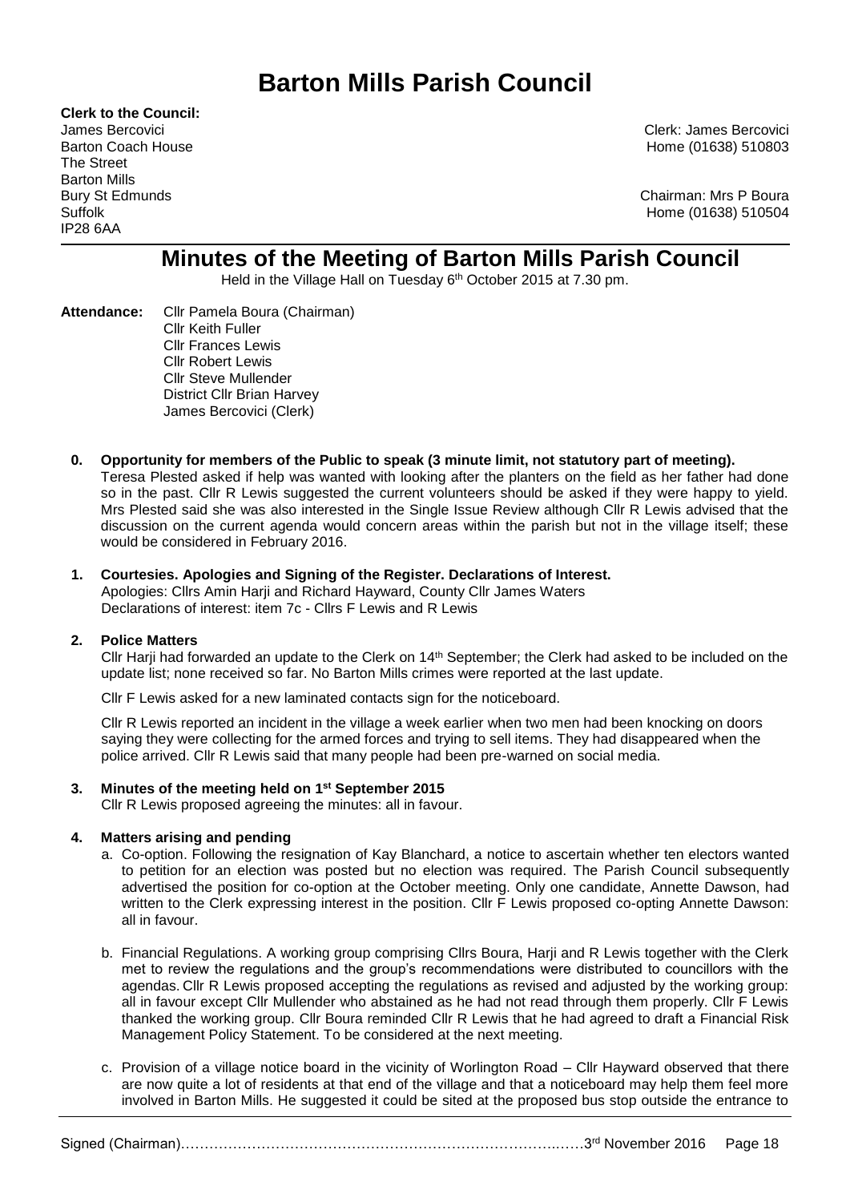# Barton Mills Parish Council

**Clerk to the Council:**
James Bercovici
Barton Coach House
The Street
Barton Mills
Bury St Edmunds
Suffolk
IP28 6AA

Clerk: James Bercovici
Home (01638) 510803

Chairman: Mrs P Boura
Home (01638) 510504

## Minutes of the Meeting of Barton Mills Parish Council

Held in the Village Hall on Tuesday 6th October 2015 at 7.30 pm.

**Attendance:** Cllr Pamela Boura (Chairman)
Cllr Keith Fuller
Cllr Frances Lewis
Cllr Robert Lewis
Cllr Steve Mullender
District Cllr Brian Harvey
James Bercovici (Clerk)

**0. Opportunity for members of the Public to speak (3 minute limit, not statutory part of meeting).**

Teresa Plested asked if help was wanted with looking after the planters on the field as her father had done so in the past. Cllr R Lewis suggested the current volunteers should be asked if they were happy to yield. Mrs Plested said she was also interested in the Single Issue Review although Cllr R Lewis advised that the discussion on the current agenda would concern areas within the parish but not in the village itself; these would be considered in February 2016.

**1. Courtesies. Apologies and Signing of the Register. Declarations of Interest.**

Apologies: Cllrs Amin Harji and Richard Hayward, County Cllr James Waters
Declarations of interest: item 7c - Cllrs F Lewis and R Lewis

**2. Police Matters**

Cllr Harji had forwarded an update to the Clerk on 14th September; the Clerk had asked to be included on the update list; none received so far. No Barton Mills crimes were reported at the last update.

Cllr F Lewis asked for a new laminated contacts sign for the noticeboard.

Cllr R Lewis reported an incident in the village a week earlier when two men had been knocking on doors saying they were collecting for the armed forces and trying to sell items. They had disappeared when the police arrived. Cllr R Lewis said that many people had been pre-warned on social media.

**3. Minutes of the meeting held on 1st September 2015**

Cllr R Lewis proposed agreeing the minutes: all in favour.

**4. Matters arising and pending**

a. Co-option. Following the resignation of Kay Blanchard, a notice to ascertain whether ten electors wanted to petition for an election was posted but no election was required. The Parish Council subsequently advertised the position for co-option at the October meeting. Only one candidate, Annette Dawson, had written to the Clerk expressing interest in the position. Cllr F Lewis proposed co-opting Annette Dawson: all in favour.

b. Financial Regulations. A working group comprising Cllrs Boura, Harji and R Lewis together with the Clerk met to review the regulations and the group's recommendations were distributed to councillors with the agendas. Cllr R Lewis proposed accepting the regulations as revised and adjusted by the working group: all in favour except Cllr Mullender who abstained as he had not read through them properly. Cllr F Lewis thanked the working group. Cllr Boura reminded Cllr R Lewis that he had agreed to draft a Financial Risk Management Policy Statement. To be considered at the next meeting.

c. Provision of a village notice board in the vicinity of Worlington Road – Cllr Hayward observed that there are now quite a lot of residents at that end of the village and that a noticeboard may help them feel more involved in Barton Mills. He suggested it could be sited at the proposed bus stop outside the entrance to

Signed (Chairman)………………………………………………………………………3rd November 2016 Page 18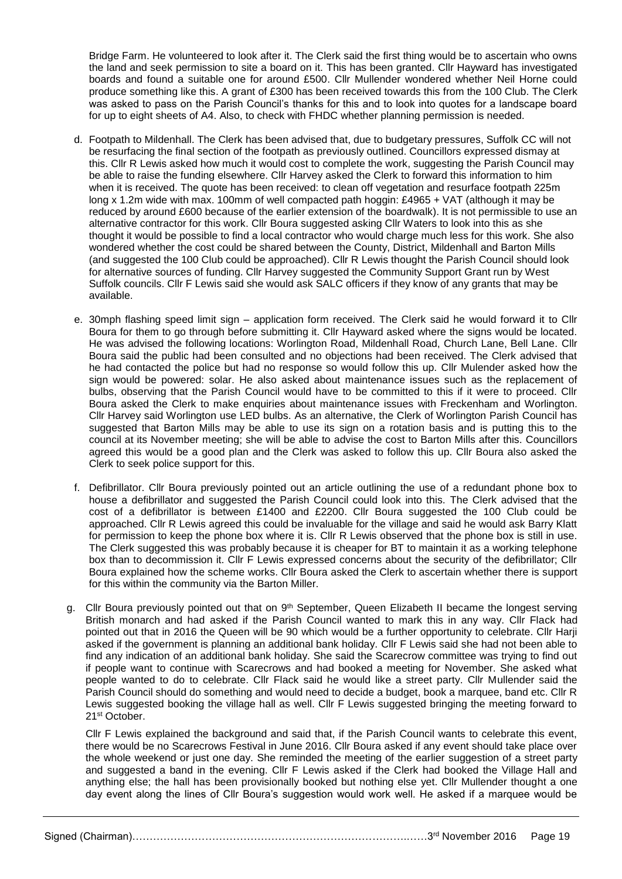Bridge Farm. He volunteered to look after it. The Clerk said the first thing would be to ascertain who owns the land and seek permission to site a board on it. This has been granted. Cllr Hayward has investigated boards and found a suitable one for around £500. Cllr Mullender wondered whether Neil Horne could produce something like this. A grant of £300 has been received towards this from the 100 Club. The Clerk was asked to pass on the Parish Council's thanks for this and to look into quotes for a landscape board for up to eight sheets of A4. Also, to check with FHDC whether planning permission is needed.

d. Footpath to Mildenhall. The Clerk has been advised that, due to budgetary pressures, Suffolk CC will not be resurfacing the final section of the footpath as previously outlined. Councillors expressed dismay at this. Cllr R Lewis asked how much it would cost to complete the work, suggesting the Parish Council may be able to raise the funding elsewhere. Cllr Harvey asked the Clerk to forward this information to him when it is received. The quote has been received: to clean off vegetation and resurface footpath 225m long x 1.2m wide with max. 100mm of well compacted path hoggin: £4965 + VAT (although it may be reduced by around £600 because of the earlier extension of the boardwalk). It is not permissible to use an alternative contractor for this work. Cllr Boura suggested asking Cllr Waters to look into this as she thought it would be possible to find a local contractor who would charge much less for this work. She also wondered whether the cost could be shared between the County, District, Mildenhall and Barton Mills (and suggested the 100 Club could be approached). Cllr R Lewis thought the Parish Council should look for alternative sources of funding. Cllr Harvey suggested the Community Support Grant run by West Suffolk councils. Cllr F Lewis said she would ask SALC officers if they know of any grants that may be available.

e. 30mph flashing speed limit sign – application form received. The Clerk said he would forward it to Cllr Boura for them to go through before submitting it. Cllr Hayward asked where the signs would be located. He was advised the following locations: Worlington Road, Mildenhall Road, Church Lane, Bell Lane. Cllr Boura said the public had been consulted and no objections had been received. The Clerk advised that he had contacted the police but had no response so would follow this up. Cllr Mulender asked how the sign would be powered: solar. He also asked about maintenance issues such as the replacement of bulbs, observing that the Parish Council would have to be committed to this if it were to proceed. Cllr Boura asked the Clerk to make enquiries about maintenance issues with Freckenham and Worlington. Cllr Harvey said Worlington use LED bulbs. As an alternative, the Clerk of Worlington Parish Council has suggested that Barton Mills may be able to use its sign on a rotation basis and is putting this to the council at its November meeting; she will be able to advise the cost to Barton Mills after this. Councillors agreed this would be a good plan and the Clerk was asked to follow this up. Cllr Boura also asked the Clerk to seek police support for this.

f. Defibrillator. Cllr Boura previously pointed out an article outlining the use of a redundant phone box to house a defibrillator and suggested the Parish Council could look into this. The Clerk advised that the cost of a defibrillator is between £1400 and £2200. Cllr Boura suggested the 100 Club could be approached. Cllr R Lewis agreed this could be invaluable for the village and said he would ask Barry Klatt for permission to keep the phone box where it is. Cllr R Lewis observed that the phone box is still in use. The Clerk suggested this was probably because it is cheaper for BT to maintain it as a working telephone box than to decommission it. Cllr F Lewis expressed concerns about the security of the defibrillator; Cllr Boura explained how the scheme works. Cllr Boura asked the Clerk to ascertain whether there is support for this within the community via the Barton Miller.

g. Cllr Boura previously pointed out that on 9th September, Queen Elizabeth II became the longest serving British monarch and had asked if the Parish Council wanted to mark this in any way. Cllr Flack had pointed out that in 2016 the Queen will be 90 which would be a further opportunity to celebrate. Cllr Harji asked if the government is planning an additional bank holiday. Cllr F Lewis said she had not been able to find any indication of an additional bank holiday. She said the Scarecrow committee was trying to find out if people want to continue with Scarecrows and had booked a meeting for November. She asked what people wanted to do to celebrate. Cllr Flack said he would like a street party. Cllr Mullender said the Parish Council should do something and would need to decide a budget, book a marquee, band etc. Cllr R Lewis suggested booking the village hall as well. Cllr F Lewis suggested bringing the meeting forward to 21st October.

Cllr F Lewis explained the background and said that, if the Parish Council wants to celebrate this event, there would be no Scarecrows Festival in June 2016. Cllr Boura asked if any event should take place over the whole weekend or just one day. She reminded the meeting of the earlier suggestion of a street party and suggested a band in the evening. Cllr F Lewis asked if the Clerk had booked the Village Hall and anything else; the hall has been provisionally booked but nothing else yet. Cllr Mullender thought a one day event along the lines of Cllr Boura's suggestion would work well. He asked if a marquee would be

Signed (Chairman)……………………………………………………………………………3rd November 2016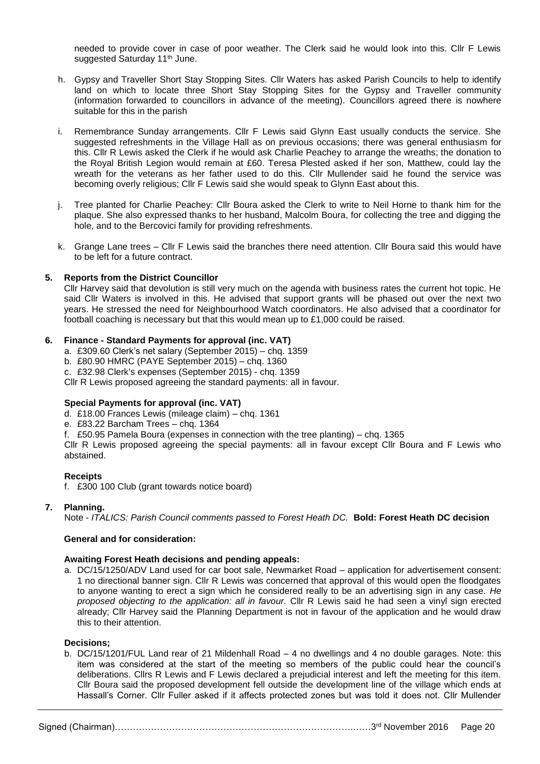needed to provide cover in case of poor weather. The Clerk said he would look into this. Cllr F Lewis suggested Saturday 11th June.

h. Gypsy and Traveller Short Stay Stopping Sites. Cllr Waters has asked Parish Councils to help to identify land on which to locate three Short Stay Stopping Sites for the Gypsy and Traveller community (information forwarded to councillors in advance of the meeting). Councillors agreed there is nowhere suitable for this in the parish

i. Remembrance Sunday arrangements. Cllr F Lewis said Glynn East usually conducts the service. She suggested refreshments in the Village Hall as on previous occasions; there was general enthusiasm for this. Cllr R Lewis asked the Clerk if he would ask Charlie Peachey to arrange the wreaths; the donation to the Royal British Legion would remain at £60. Teresa Plested asked if her son, Matthew, could lay the wreath for the veterans as her father used to do this. Cllr Mullender said he found the service was becoming overly religious; Cllr F Lewis said she would speak to Glynn East about this.

j. Tree planted for Charlie Peachey: Cllr Boura asked the Clerk to write to Neil Horne to thank him for the plaque. She also expressed thanks to her husband, Malcolm Boura, for collecting the tree and digging the hole, and to the Bercovici family for providing refreshments.

k. Grange Lane trees – Cllr F Lewis said the branches there need attention. Cllr Boura said this would have to be left for a future contract.

**5. Reports from the District Councillor**

Cllr Harvey said that devolution is still very much on the agenda with business rates the current hot topic. He said Cllr Waters is involved in this. He advised that support grants will be phased out over the next two years. He stressed the need for Neighbourhood Watch coordinators. He also advised that a coordinator for football coaching is necessary but that this would mean up to £1,000 could be raised.

**6. Finance - Standard Payments for approval (inc. VAT)**

a. £309.60 Clerk's net salary (September 2015) – chq. 1359
b. £80.90 HMRC (PAYE September 2015) – chq. 1360
c. £32.98 Clerk's expenses (September 2015) - chq. 1359

Cllr R Lewis proposed agreeing the standard payments: all in favour.

**Special Payments for approval (inc. VAT)**

d. £18.00 Frances Lewis (mileage claim) – chq. 1361
e. £83.22 Barcham Trees – chq. 1364
f. £50.95 Pamela Boura (expenses in connection with the tree planting) – chq. 1365

Cllr R Lewis proposed agreeing the special payments: all in favour except Cllr Boura and F Lewis who abstained.

**Receipts**

f. £300 100 Club (grant towards notice board)

**7. Planning.**

Note - *ITALICS: Parish Council comments passed to Forest Heath DC.* **Bold: Forest Heath DC decision**

**General and for consideration:**

**Awaiting Forest Heath decisions and pending appeals:**

a. DC/15/1250/ADV Land used for car boot sale, Newmarket Road – application for advertisement consent: 1 no directional banner sign. Cllr R Lewis was concerned that approval of this would open the floodgates to anyone wanting to erect a sign which he considered really to be an advertising sign in any case. *He proposed objecting to the application: all in favour.* Cllr R Lewis said he had seen a vinyl sign erected already; Cllr Harvey said the Planning Department is not in favour of the application and he would draw this to their attention.

**Decisions;**

b. DC/15/1201/FUL Land rear of 21 Mildenhall Road – 4 no dwellings and 4 no double garages. Note: this item was considered at the start of the meeting so members of the public could hear the council's deliberations. Cllrs R Lewis and F Lewis declared a prejudicial interest and left the meeting for this item. Cllr Boura said the proposed development fell outside the development line of the village which ends at Hassall's Corner. Cllr Fuller asked if it affects protected zones but was told it does not. Cllr Mullender

Signed (Chairman)……………………………………………………………………….……3rd November 2016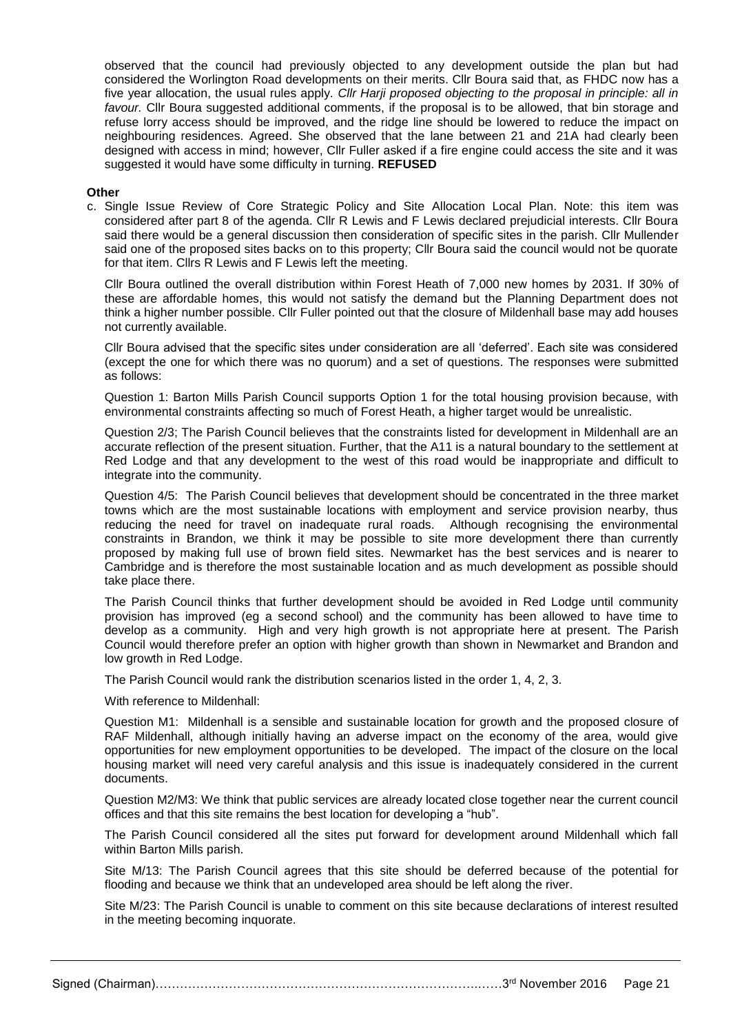observed that the council had previously objected to any development outside the plan but had considered the Worlington Road developments on their merits. Cllr Boura said that, as FHDC now has a five year allocation, the usual rules apply. *Cllr Harji proposed objecting to the proposal in principle: all in favour.* Cllr Boura suggested additional comments, if the proposal is to be allowed, that bin storage and refuse lorry access should be improved, and the ridge line should be lowered to reduce the impact on neighbouring residences. Agreed. She observed that the lane between 21 and 21A had clearly been designed with access in mind; however, Cllr Fuller asked if a fire engine could access the site and it was suggested it would have some difficulty in turning. **REFUSED**

**Other**

c. Single Issue Review of Core Strategic Policy and Site Allocation Local Plan. Note: this item was considered after part 8 of the agenda. Cllr R Lewis and F Lewis declared prejudicial interests. Cllr Boura said there would be a general discussion then consideration of specific sites in the parish. Cllr Mullender said one of the proposed sites backs on to this property; Cllr Boura said the council would not be quorate for that item. Cllrs R Lewis and F Lewis left the meeting.

   Cllr Boura outlined the overall distribution within Forest Heath of 7,000 new homes by 2031. If 30% of these are affordable homes, this would not satisfy the demand but the Planning Department does not think a higher number possible. Cllr Fuller pointed out that the closure of Mildenhall base may add houses not currently available.

   Cllr Boura advised that the specific sites under consideration are all 'deferred'. Each site was considered (except the one for which there was no quorum) and a set of questions. The responses were submitted as follows:

   Question 1: Barton Mills Parish Council supports Option 1 for the total housing provision because, with environmental constraints affecting so much of Forest Heath, a higher target would be unrealistic.

   Question 2/3; The Parish Council believes that the constraints listed for development in Mildenhall are an accurate reflection of the present situation. Further, that the A11 is a natural boundary to the settlement at Red Lodge and that any development to the west of this road would be inappropriate and difficult to integrate into the community.

   Question 4/5: The Parish Council believes that development should be concentrated in the three market towns which are the most sustainable locations with employment and service provision nearby, thus reducing the need for travel on inadequate rural roads. Although recognising the environmental constraints in Brandon, we think it may be possible to site more development there than currently proposed by making full use of brown field sites. Newmarket has the best services and is nearer to Cambridge and is therefore the most sustainable location and as much development as possible should take place there.

   The Parish Council thinks that further development should be avoided in Red Lodge until community provision has improved (eg a second school) and the community has been allowed to have time to develop as a community. High and very high growth is not appropriate here at present. The Parish Council would therefore prefer an option with higher growth than shown in Newmarket and Brandon and low growth in Red Lodge.

   The Parish Council would rank the distribution scenarios listed in the order 1, 4, 2, 3.

   With reference to Mildenhall:

   Question M1: Mildenhall is a sensible and sustainable location for growth and the proposed closure of RAF Mildenhall, although initially having an adverse impact on the economy of the area, would give opportunities for new employment opportunities to be developed. The impact of the closure on the local housing market will need very careful analysis and this issue is inadequately considered in the current documents.

   Question M2/M3: We think that public services are already located close together near the current council offices and that this site remains the best location for developing a "hub".

   The Parish Council considered all the sites put forward for development around Mildenhall which fall within Barton Mills parish.

   Site M/13: The Parish Council agrees that this site should be deferred because of the potential for flooding and because we think that an undeveloped area should be left along the river.

   Site M/23: The Parish Council is unable to comment on this site because declarations of interest resulted in the meeting becoming inquorate.

Signed (Chairman)……………………………………………………………………….……3rd November 2016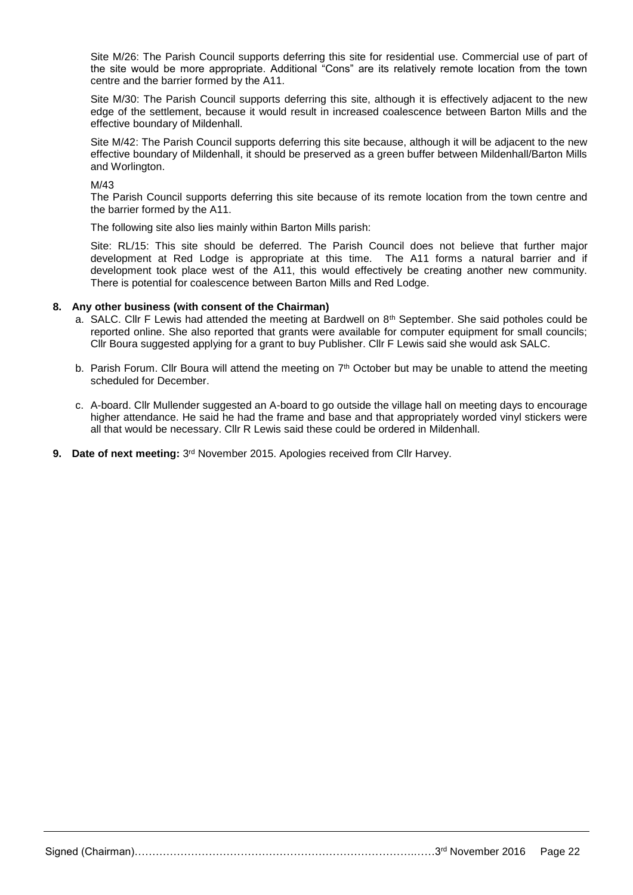Site M/26: The Parish Council supports deferring this site for residential use. Commercial use of part of the site would be more appropriate. Additional "Cons" are its relatively remote location from the town centre and the barrier formed by the A11.

Site M/30: The Parish Council supports deferring this site, although it is effectively adjacent to the new edge of the settlement, because it would result in increased coalescence between Barton Mills and the effective boundary of Mildenhall.

Site M/42: The Parish Council supports deferring this site because, although it will be adjacent to the new effective boundary of Mildenhall, it should be preserved as a green buffer between Mildenhall/Barton Mills and Worlington.

M/43
The Parish Council supports deferring this site because of its remote location from the town centre and the barrier formed by the A11.

The following site also lies mainly within Barton Mills parish:

Site: RL/15: This site should be deferred. The Parish Council does not believe that further major development at Red Lodge is appropriate at this time. The A11 forms a natural barrier and if development took place west of the A11, this would effectively be creating another new community. There is potential for coalescence between Barton Mills and Red Lodge.

**8. Any other business (with consent of the Chairman)**

a. SALC. Cllr F Lewis had attended the meeting at Bardwell on 8th September. She said potholes could be reported online. She also reported that grants were available for computer equipment for small councils; Cllr Boura suggested applying for a grant to buy Publisher. Cllr F Lewis said she would ask SALC.

b. Parish Forum. Cllr Boura will attend the meeting on 7th October but may be unable to attend the meeting scheduled for December.

c. A-board. Cllr Mullender suggested an A-board to go outside the village hall on meeting days to encourage higher attendance. He said he had the frame and base and that appropriately worded vinyl stickers were all that would be necessary. Cllr R Lewis said these could be ordered in Mildenhall.

**9. Date of next meeting:** 3rd November 2015. Apologies received from Cllr Harvey.

Signed (Chairman)………………………………………………………………………3rd November 2016